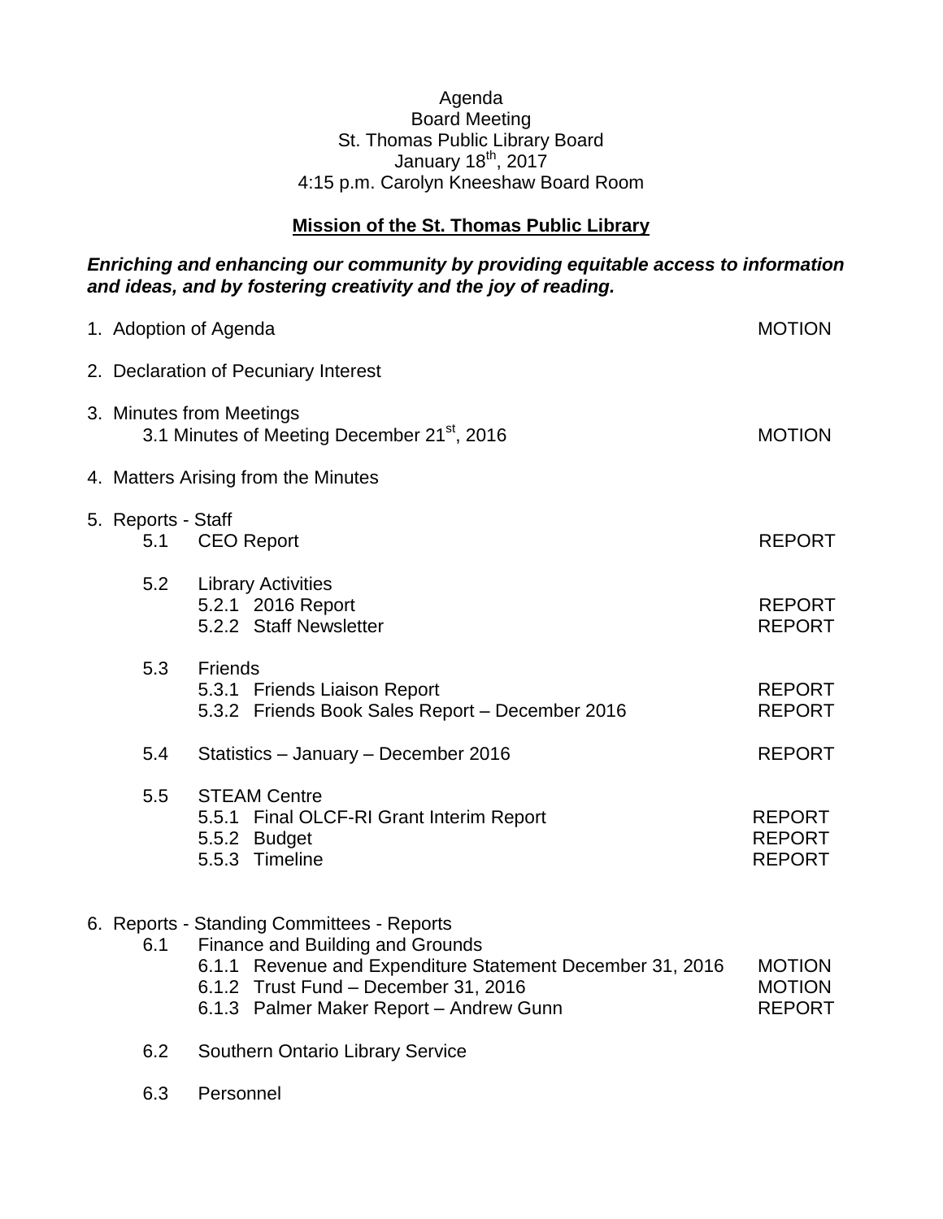Agenda
Board Meeting
St. Thomas Public Library Board
January 18th, 2017
4:15 p.m. Carolyn Kneeshaw Board Room

## Mission of the St. Thomas Public Library

***Enriching and enhancing our community by providing equitable access to information and ideas, and by fostering creativity and the joy of reading.***

1. Adoption of Agenda — MOTION
2. Declaration of Pecuniary Interest
3. Minutes from Meetings
   - 3.1 Minutes of Meeting December 21st, 2016 — MOTION
4. Matters Arising from the Minutes
5. Reports - Staff
   - 5.1 CEO Report — REPORT
   - 5.2 Library Activities
     - 5.2.1 2016 Report — REPORT
     - 5.2.2 Staff Newsletter — REPORT
   - 5.3 Friends
     - 5.3.1 Friends Liaison Report — REPORT
     - 5.3.2 Friends Book Sales Report – December 2016 — REPORT
   - 5.4 Statistics – January – December 2016 — REPORT
   - 5.5 STEAM Centre
     - 5.5.1 Final OLCF-RI Grant Interim Report — REPORT
     - 5.5.2 Budget — REPORT
     - 5.5.3 Timeline — REPORT
6. Reports - Standing Committees - Reports
   - 6.1 Finance and Building and Grounds
     - 6.1.1 Revenue and Expenditure Statement December 31, 2016 — MOTION
     - 6.1.2 Trust Fund – December 31, 2016 — MOTION
     - 6.1.3 Palmer Maker Report – Andrew Gunn — REPORT
   - 6.2 Southern Ontario Library Service
   - 6.3 Personnel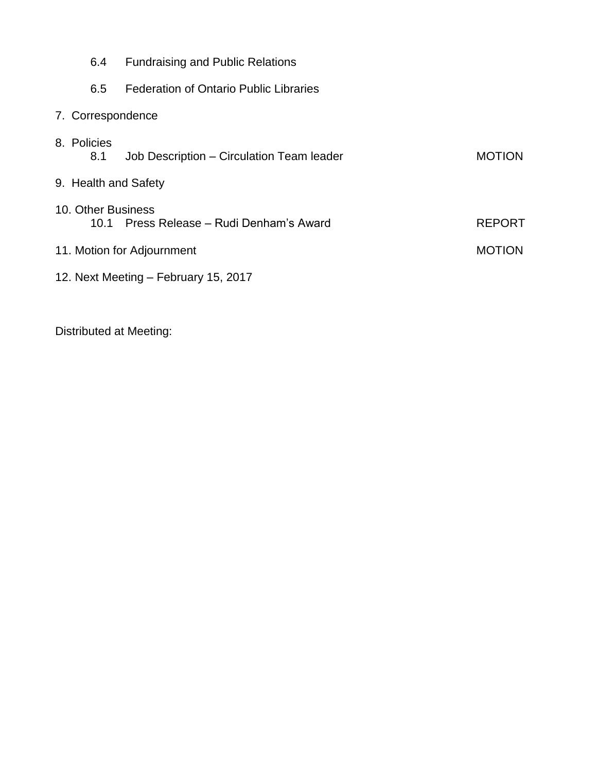6.4 Fundraising and Public Relations

6.5 Federation of Ontario Public Libraries

7. Correspondence

8. Policies
   8.1 Job Description – Circulation Team leader — MOTION

9. Health and Safety

10. Other Business
    10.1 Press Release – Rudi Denham's Award — REPORT

11. Motion for Adjournment — MOTION

12. Next Meeting – February 15, 2017

Distributed at Meeting: